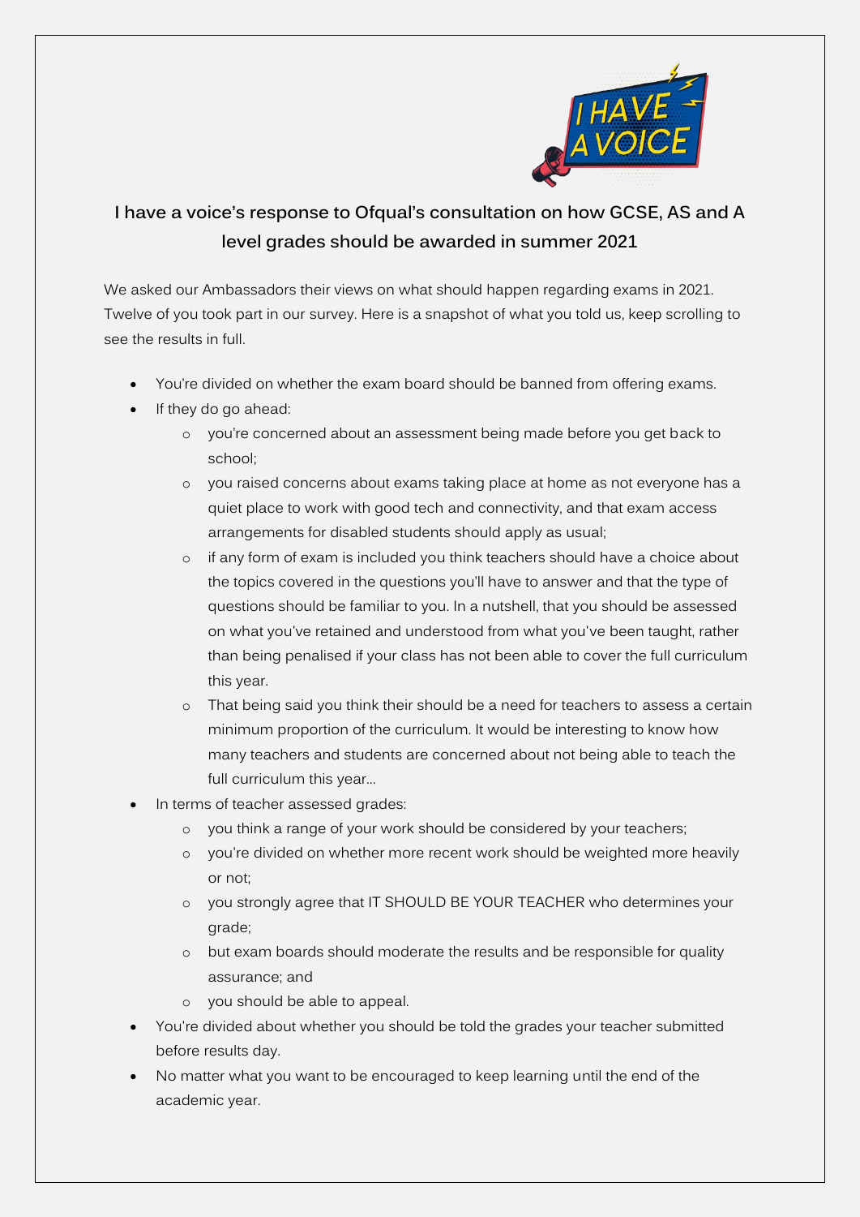# I have a voice's response to Ofqual's consultation on how GCSE, AS and A level grades should be awarded in summer 2021

We asked our Ambassadors their views on what should happen regarding exams in 2021. Twelve of you took part in our survey. Here is a snapshot of what you told us, keep scrolling to see the results in full.

- You're divided on whether the exam board should be banned from offering exams.
- If they do go ahead:
  - you're concerned about an assessment being made before you get back to school;
  - you raised concerns about exams taking place at home as not everyone has a quiet place to work with good tech and connectivity, and that exam access arrangements for disabled students should apply as usual;
  - if any form of exam is included you think teachers should have a choice about the topics covered in the questions you'll have to answer and that the type of questions should be familiar to you. In a nutshell, that you should be assessed on what you've retained and understood from what you've been taught, rather than being penalised if your class has not been able to cover the full curriculum this year.
  - That being said you think their should be a need for teachers to assess a certain minimum proportion of the curriculum. It would be interesting to know how many teachers and students are concerned about not being able to teach the full curriculum this year…
- In terms of teacher assessed grades:
  - you think a range of your work should be considered by your teachers;
  - you're divided on whether more recent work should be weighted more heavily or not;
  - you strongly agree that IT SHOULD BE YOUR TEACHER who determines your grade;
  - but exam boards should moderate the results and be responsible for quality assurance; and
  - you should be able to appeal.
- You're divided about whether you should be told the grades your teacher submitted before results day.
- No matter what you want to be encouraged to keep learning until the end of the academic year.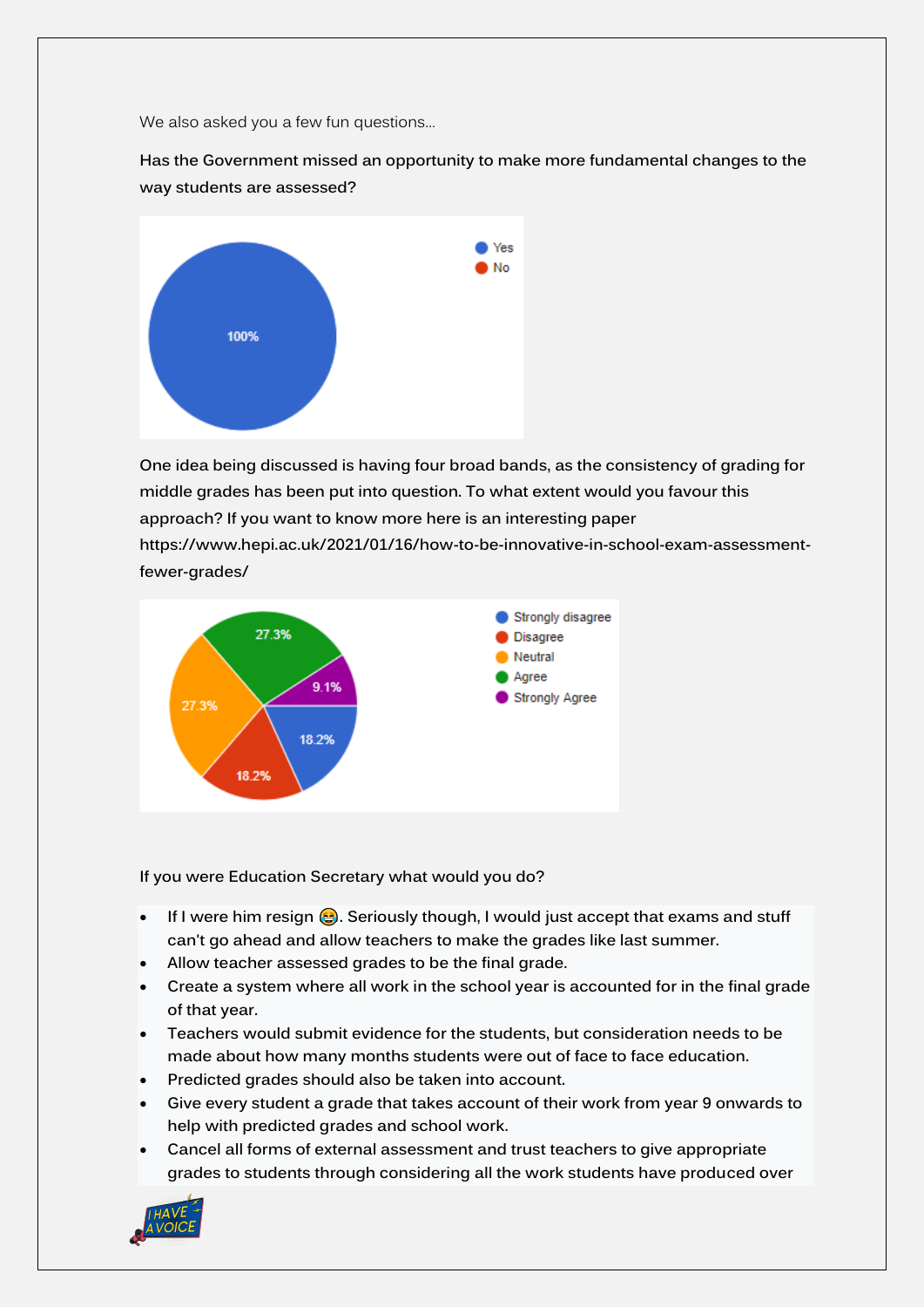We also asked you a few fun questions...

Has the Government missed an opportunity to make more fundamental changes to the way students are assessed?

One idea being discussed is having four broad bands, as the consistency of grading for middle grades has been put into question. To what extent would you favour this approach? If you want to know more here is an interesting paper https://www.hepi.ac.uk/2021/01/16/how-to-be-innovative-in-school-exam-assessment-fewer-grades/

If you were Education Secretary what would you do?

- If I were him resign 😂. Seriously though, I would just accept that exams and stuff can't go ahead and allow teachers to make the grades like last summer.
- Allow teacher assessed grades to be the final grade.
- Create a system where all work in the school year is accounted for in the final grade of that year.
- Teachers would submit evidence for the students, but consideration needs to be made about how many months students were out of face to face education.
- Predicted grades should also be taken into account.
- Give every student a grade that takes account of their work from year 9 onwards to help with predicted grades and school work.
- Cancel all forms of external assessment and trust teachers to give appropriate grades to students through considering all the work students have produced over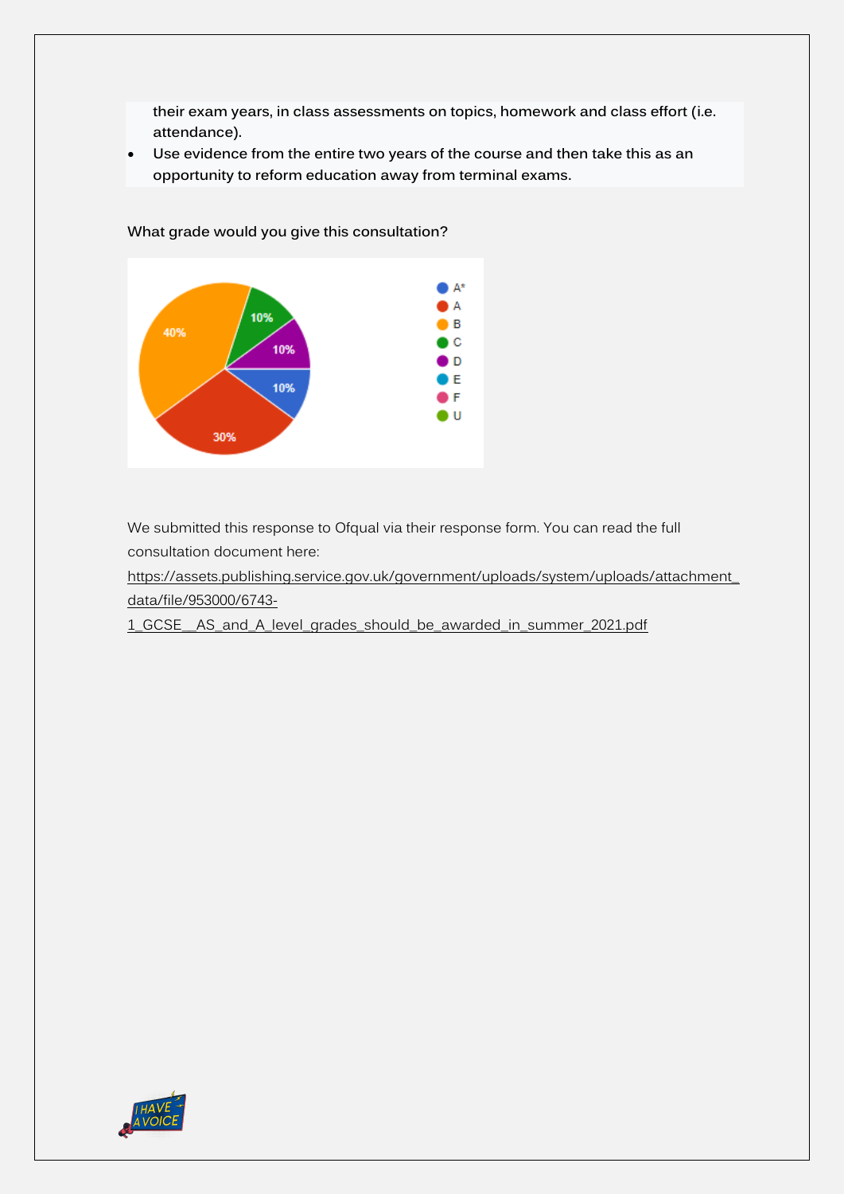their exam years, in class assessments on topics, homework and class effort (i.e. attendance).

- Use evidence from the entire two years of the course and then take this as an opportunity to reform education away from terminal exams.

**What grade would you give this consultation?**

| Grade | Percentage |
| --- | --- |
| A* | 10% |
| A | 30% |
| B | 40% |
| C | 10% |
| D | 10% |
| E | |
| F | |
| U | |

We submitted this response to Ofqual via their response form. You can read the full consultation document here:
https://assets.publishing.service.gov.uk/government/uploads/system/uploads/attachment_data/file/953000/6743-1_GCSE__AS_and_A_level_grades_should_be_awarded_in_summer_2021.pdf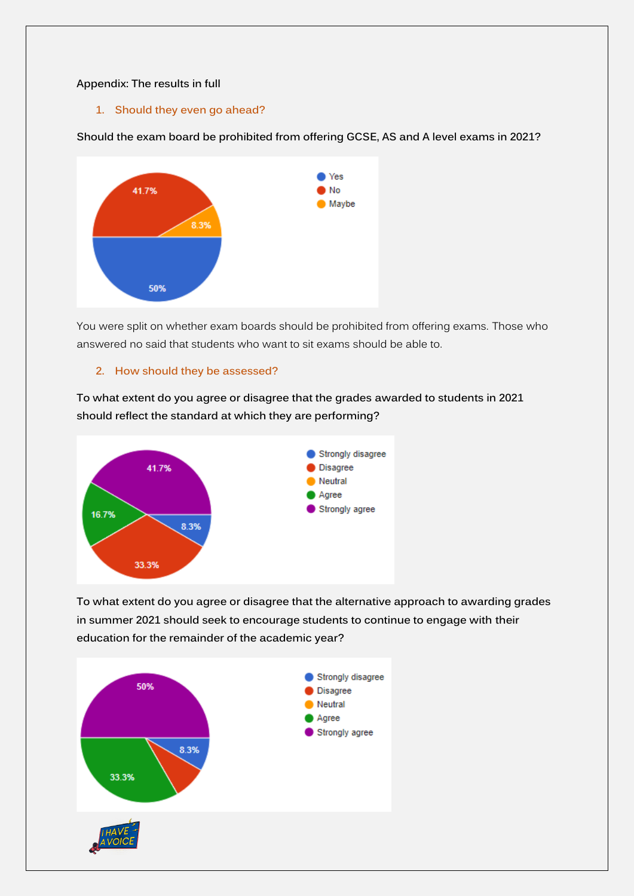Appendix: The results in full

## 1. Should they even go ahead?

**Should the exam board be prohibited from offering GCSE, AS and A level exams in 2021?**

- Yes: 50%
- No: 41.7%
- Maybe: 8.3%

You were split on whether exam boards should be prohibited from offering exams. Those who answered no said that students who want to sit exams should be able to.

## 2. How should they be assessed?

**To what extent do you agree or disagree that the grades awarded to students in 2021 should reflect the standard at which they are performing?**

- Strongly disagree: 8.3%
- Disagree: 33.3%
- Neutral
- Agree: 16.7%
- Strongly agree: 41.7%

**To what extent do you agree or disagree that the alternative approach to awarding grades in summer 2021 should seek to encourage students to continue to engage with their education for the remainder of the academic year?**

- Strongly disagree: 8.3%
- Disagree
- Neutral
- Agree: 33.3%
- Strongly agree: 50%

I HAVE A VOICE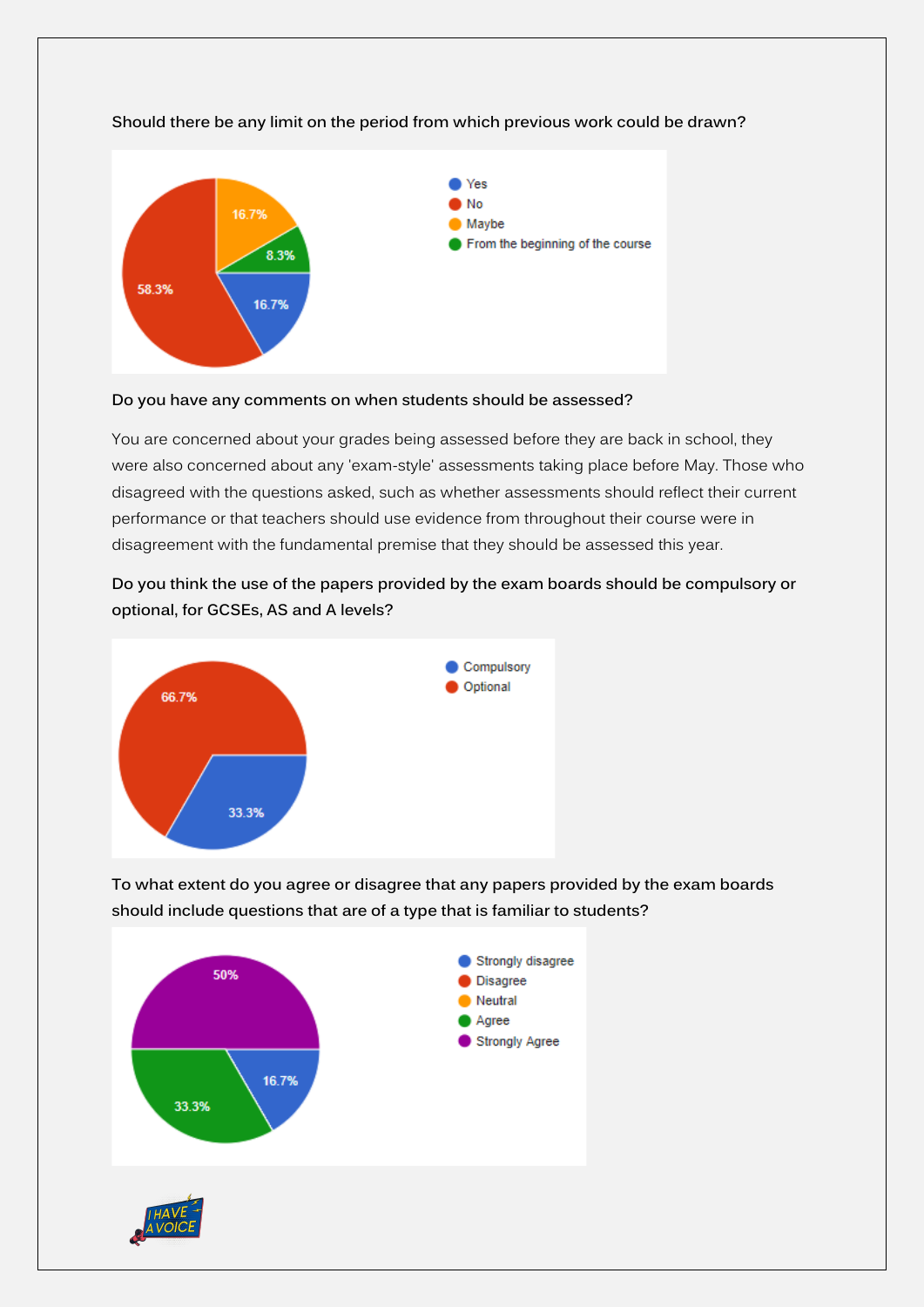**Should there be any limit on the period from which previous work could be drawn?**

| Response | Percentage |
| --- | --- |
| Yes | 16.7% |
| No | 58.3% |
| Maybe | 16.7% |
| From the beginning of the course | 8.3% |

**Do you have any comments on when students should be assessed?**

You are concerned about your grades being assessed before they are back in school, they were also concerned about any 'exam-style' assessments taking place before May. Those who disagreed with the questions asked, such as whether assessments should reflect their current performance or that teachers should use evidence from throughout their course were in disagreement with the fundamental premise that they should be assessed this year.

**Do you think the use of the papers provided by the exam boards should be compulsory or optional, for GCSEs, AS and A levels?**

| Response | Percentage |
| --- | --- |
| Compulsory | 33.3% |
| Optional | 66.7% |

**To what extent do you agree or disagree that any papers provided by the exam boards should include questions that are of a type that is familiar to students?**

| Response | Percentage |
| --- | --- |
| Strongly disagree | 16.7% |
| Disagree | |
| Neutral | |
| Agree | 33.3% |
| Strongly Agree | 50% |

I HAVE A VOICE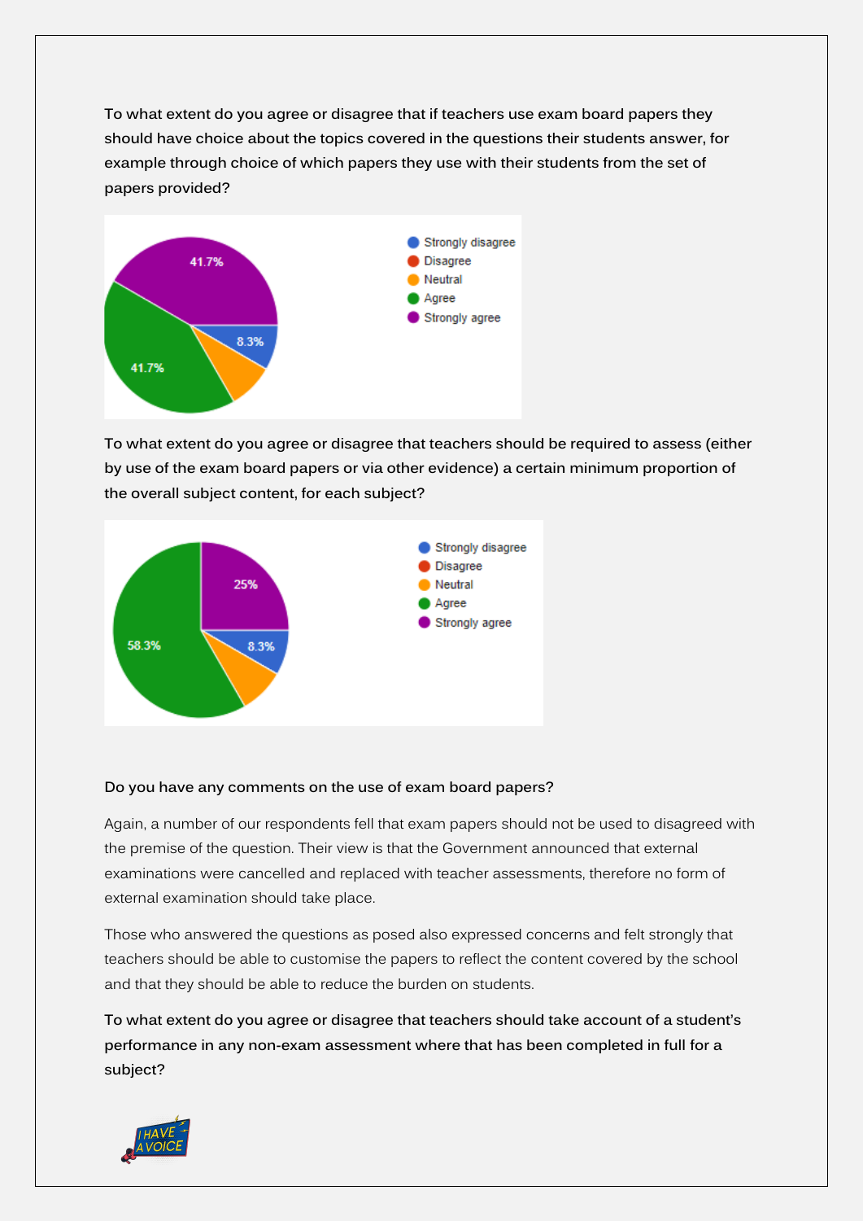**To what extent do you agree or disagree that if teachers use exam board papers they should have choice about the topics covered in the questions their students answer, for example through choice of which papers they use with their students from the set of papers provided?**

- Strongly disagree: 8.3%
- Disagree
- Neutral
- Agree: 41.7%
- Strongly agree: 41.7%

**To what extent do you agree or disagree that teachers should be required to assess (either by use of the exam board papers or via other evidence) a certain minimum proportion of the overall subject content, for each subject?**

- Strongly disagree: 8.3%
- Disagree
- Neutral
- Agree: 58.3%
- Strongly agree: 25%

**Do you have any comments on the use of exam board papers?**

Again, a number of our respondents fell that exam papers should not be used to disagreed with the premise of the question. Their view is that the Government announced that external examinations were cancelled and replaced with teacher assessments, therefore no form of external examination should take place.

Those who answered the questions as posed also expressed concerns and felt strongly that teachers should be able to customise the papers to reflect the content covered by the school and that they should be able to reduce the burden on students.

**To what extent do you agree or disagree that teachers should take account of a student's performance in any non-exam assessment where that has been completed in full for a subject?**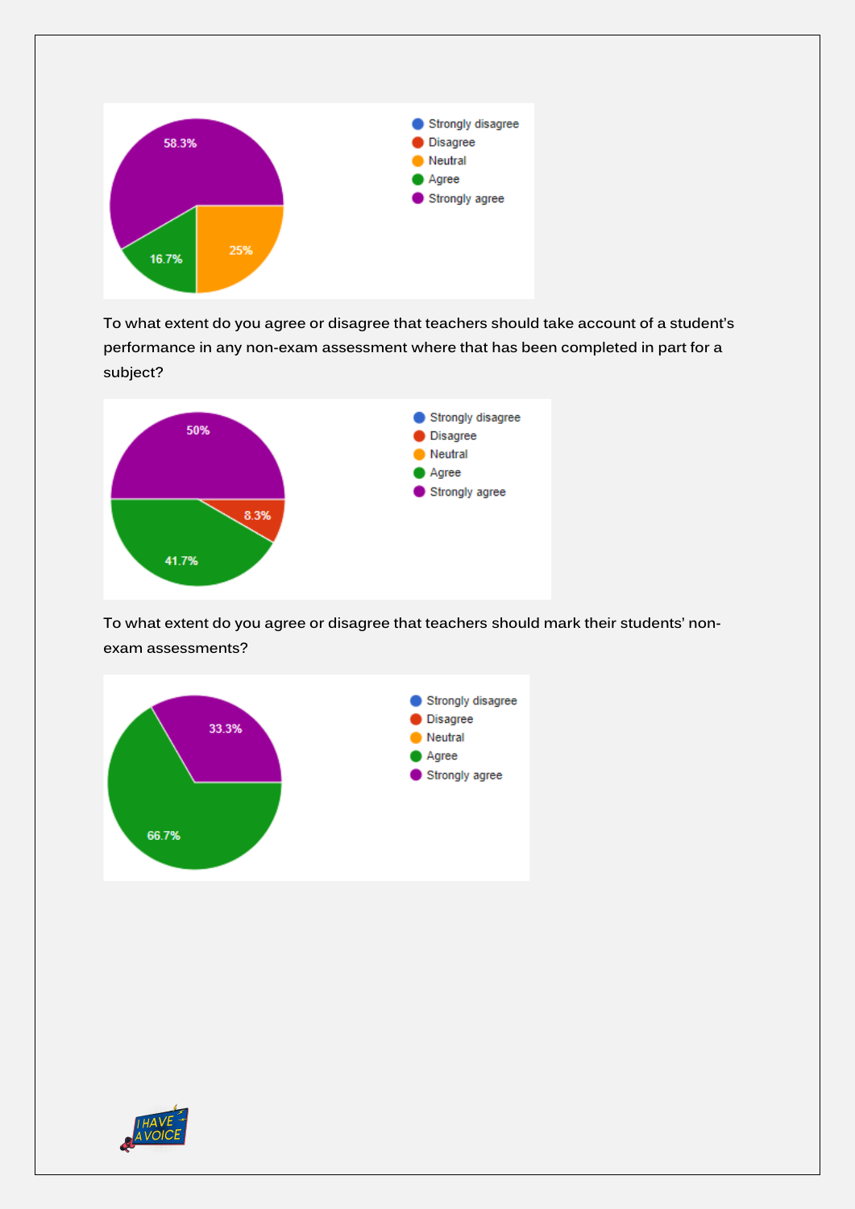| Response | Percentage |
| --- | --- |
| Strongly disagree | |
| Disagree | |
| Neutral | 25% |
| Agree | 16.7% |
| Strongly agree | 58.3% |

To what extent do you agree or disagree that teachers should take account of a student's performance in any non-exam assessment where that has been completed in part for a subject?

| Response | Percentage |
| --- | --- |
| Strongly disagree | |
| Disagree | 8.3% |
| Neutral | |
| Agree | 41.7% |
| Strongly agree | 50% |

To what extent do you agree or disagree that teachers should mark their students' non-exam assessments?

| Response | Percentage |
| --- | --- |
| Strongly disagree | |
| Disagree | |
| Neutral | |
| Agree | 66.7% |
| Strongly agree | 33.3% |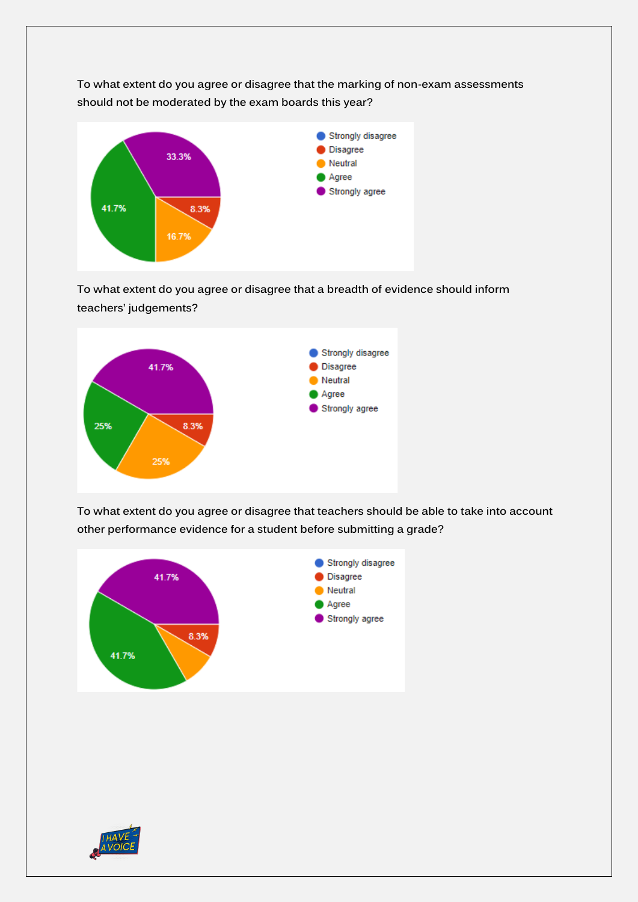To what extent do you agree or disagree that the marking of non-exam assessments should not be moderated by the exam boards this year?

- Strongly disagree
- Disagree
- Neutral
- Agree
- Strongly agree

33.3%

8.3%

16.7%

41.7%

To what extent do you agree or disagree that a breadth of evidence should inform teachers' judgements?

- Strongly disagree
- Disagree
- Neutral
- Agree
- Strongly agree

41.7%

8.3%

25%

25%

To what extent do you agree or disagree that teachers should be able to take into account other performance evidence for a student before submitting a grade?

- Strongly disagree
- Disagree
- Neutral
- Agree
- Strongly agree

41.7%

8.3%

41.7%

I HAVE A VOICE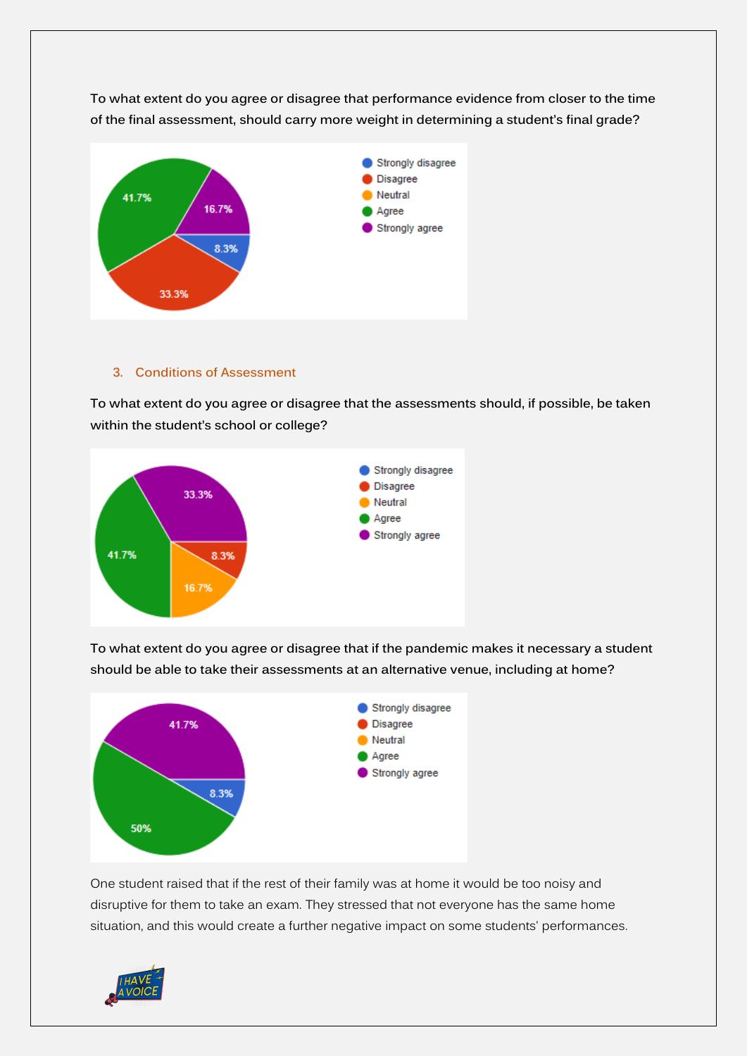To what extent do you agree or disagree that performance evidence from closer to the time of the final assessment, should carry more weight in determining a student's final grade?

| Response | Percentage |
| --- | --- |
| Strongly disagree | 8.3% |
| Disagree | 33.3% |
| Neutral | |
| Agree | 41.7% |
| Strongly agree | 16.7% |

### 3. Conditions of Assessment

To what extent do you agree or disagree that the assessments should, if possible, be taken within the student's school or college?

| Response | Percentage |
| --- | --- |
| Strongly disagree | |
| Disagree | 8.3% |
| Neutral | 16.7% |
| Agree | 41.7% |
| Strongly agree | 33.3% |

To what extent do you agree or disagree that if the pandemic makes it necessary a student should be able to take their assessments at an alternative venue, including at home?

| Response | Percentage |
| --- | --- |
| Strongly disagree | 8.3% |
| Disagree | |
| Neutral | |
| Agree | 50% |
| Strongly agree | 41.7% |

One student raised that if the rest of their family was at home it would be too noisy and disruptive for them to take an exam. They stressed that not everyone has the same home situation, and this would create a further negative impact on some students' performances.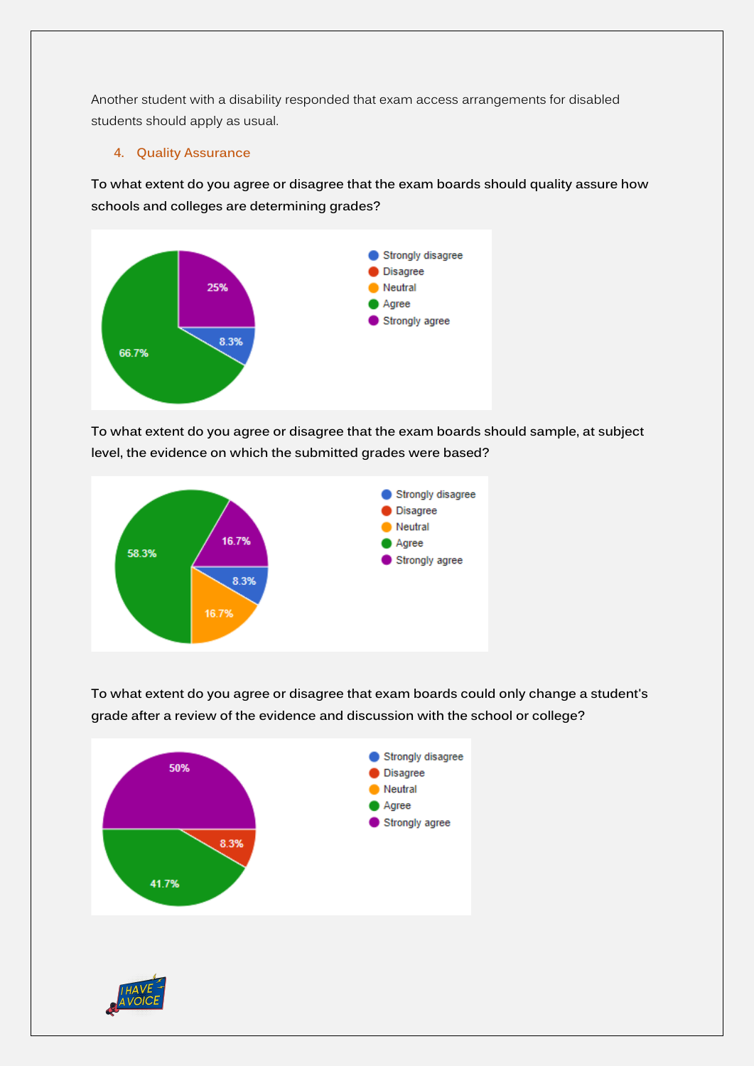Another student with a disability responded that exam access arrangements for disabled students should apply as usual.

## 4. Quality Assurance

**To what extent do you agree or disagree that the exam boards should quality assure how schools and colleges are determining grades?**

| Response | % |
|---|---|
| Strongly disagree | 8.3% |
| Agree | 66.7% |
| Strongly agree | 25% |

**To what extent do you agree or disagree that the exam boards should sample, at subject level, the evidence on which the submitted grades were based?**

| Response | % |
|---|---|
| Strongly disagree | 8.3% |
| Neutral | 16.7% |
| Agree | 58.3% |
| Strongly agree | 16.7% |

**To what extent do you agree or disagree that exam boards could only change a student's grade after a review of the evidence and discussion with the school or college?**

| Response | % |
|---|---|
| Disagree | 8.3% |
| Agree | 41.7% |
| Strongly agree | 50% |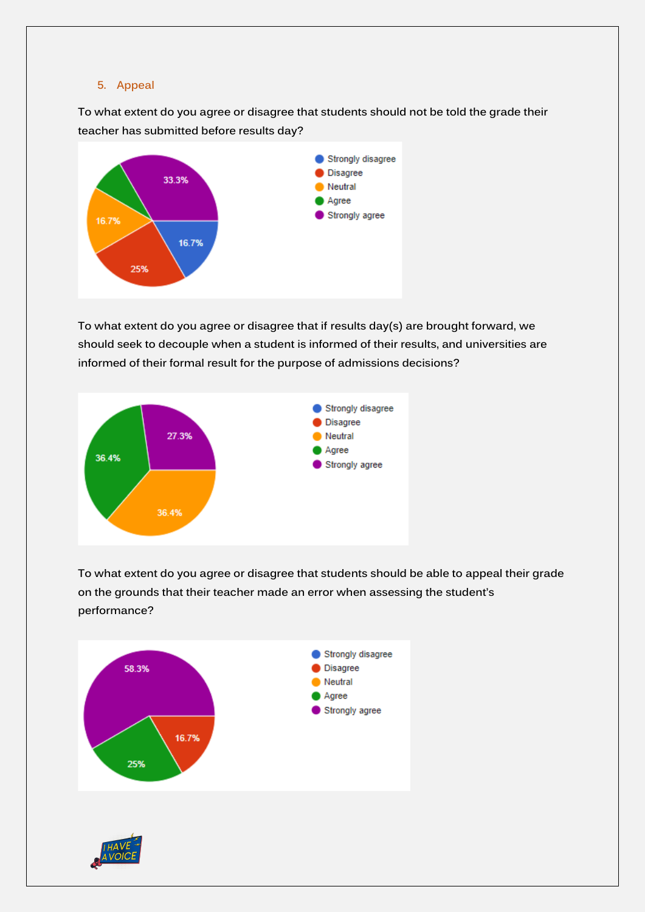5. Appeal

To what extent do you agree or disagree that students should not be told the grade their teacher has submitted before results day?

Strongly disagree: 16.7%
Disagree: 25%
Neutral: 16.7%
Agree
Strongly agree: 33.3%

To what extent do you agree or disagree that if results day(s) are brought forward, we should seek to decouple when a student is informed of their results, and universities are informed of their formal result for the purpose of admissions decisions?

Strongly disagree
Disagree
Neutral: 36.4%
Agree: 36.4%
Strongly agree: 27.3%

To what extent do you agree or disagree that students should be able to appeal their grade on the grounds that their teacher made an error when assessing the student's performance?

Strongly disagree
Disagree: 16.7%
Neutral
Agree: 25%
Strongly agree: 58.3%

I HAVE A VOICE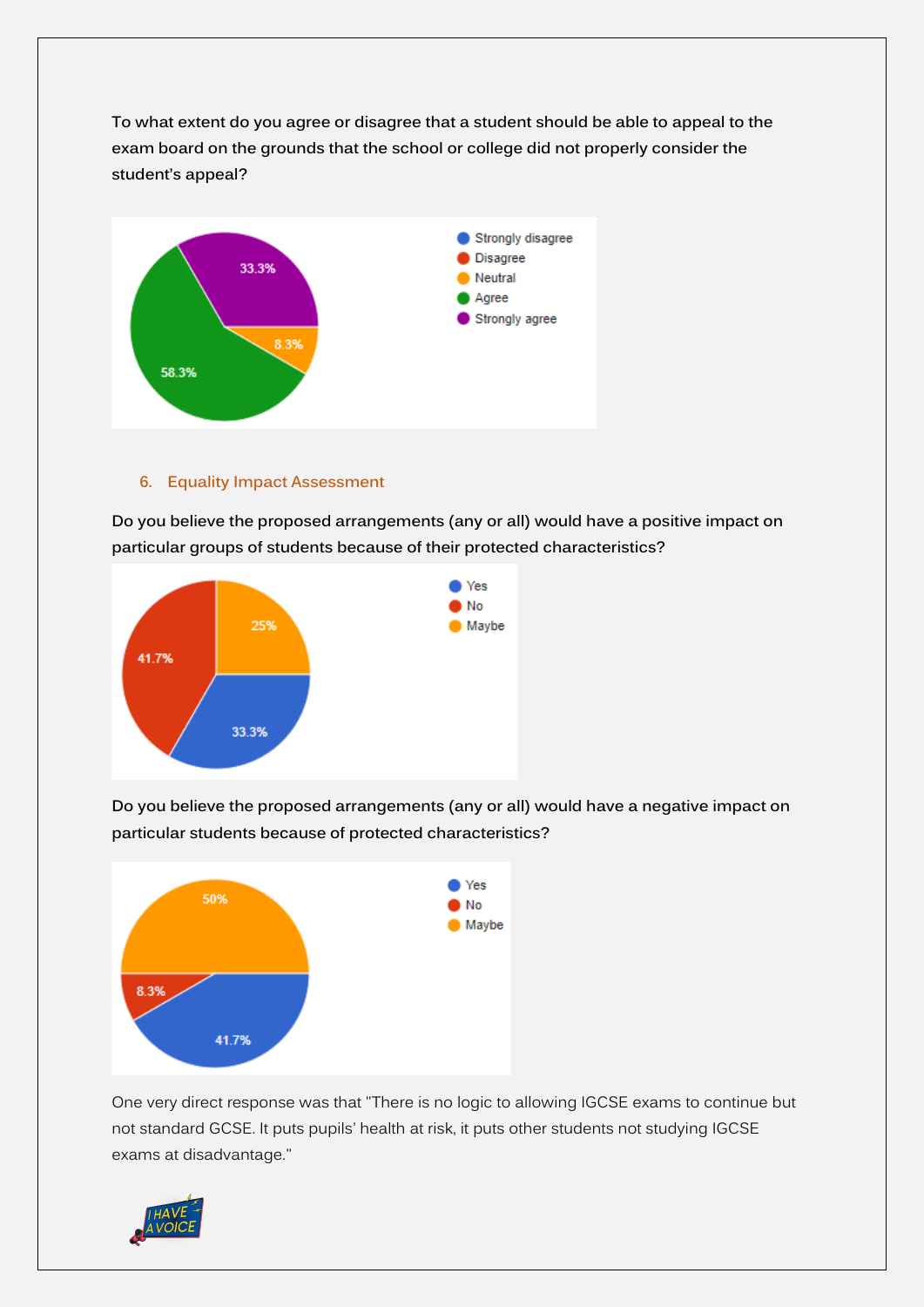To what extent do you agree or disagree that a student should be able to appeal to the exam board on the grounds that the school or college did not properly consider the student's appeal?

| Response | Percentage |
| --- | --- |
| Strongly disagree | |
| Disagree | |
| Neutral | 8.3% |
| Agree | 58.3% |
| Strongly agree | 33.3% |

## 6. Equality Impact Assessment

Do you believe the proposed arrangements (any or all) would have a positive impact on particular groups of students because of their protected characteristics?

| Response | Percentage |
| --- | --- |
| Yes | 33.3% |
| No | 41.7% |
| Maybe | 25% |

Do you believe the proposed arrangements (any or all) would have a negative impact on particular students because of protected characteristics?

| Response | Percentage |
| --- | --- |
| Yes | 41.7% |
| No | 8.3% |
| Maybe | 50% |

One very direct response was that "There is no logic to allowing IGCSE exams to continue but not standard GCSE. It puts pupils' health at risk, it puts other students not studying IGCSE exams at disadvantage."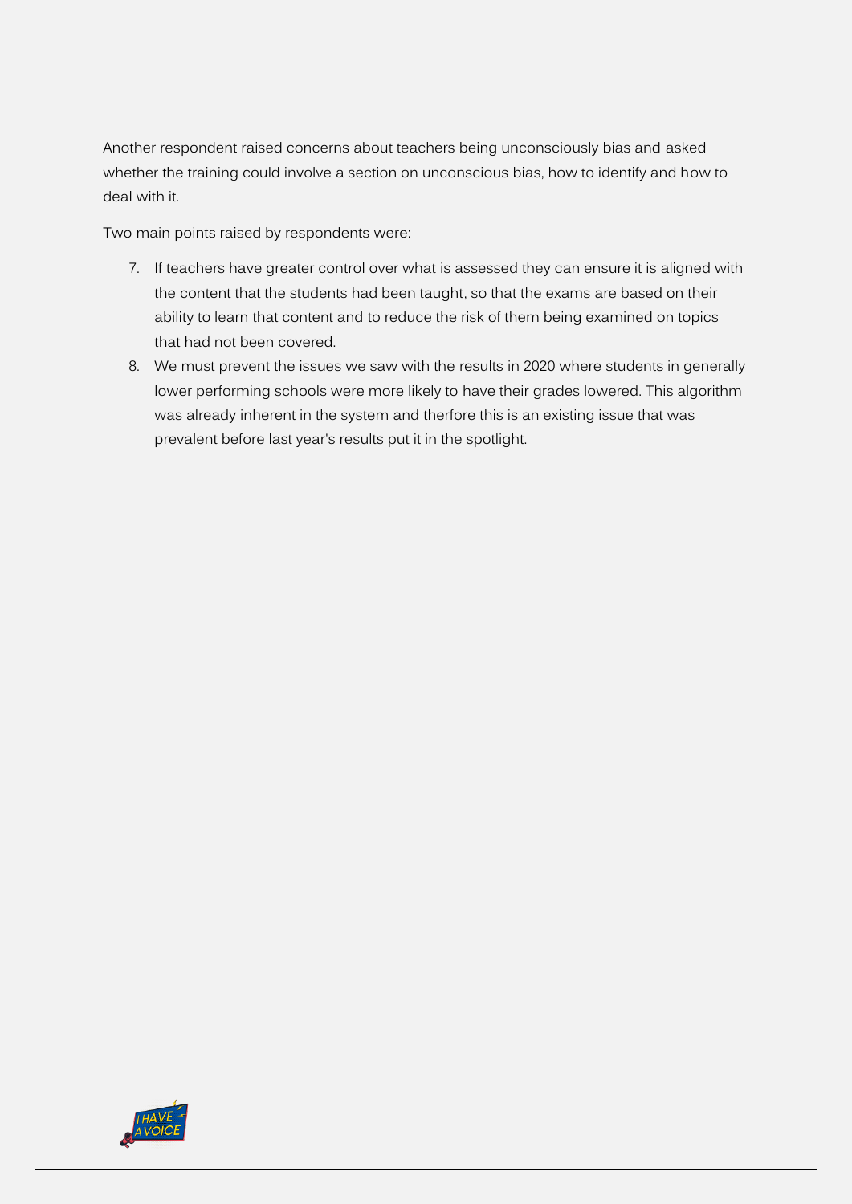Another respondent raised concerns about teachers being unconsciously bias and asked whether the training could involve a section on unconscious bias, how to identify and how to deal with it.

Two main points raised by respondents were:

7. If teachers have greater control over what is assessed they can ensure it is aligned with the content that the students had been taught, so that the exams are based on their ability to learn that content and to reduce the risk of them being examined on topics that had not been covered.
8. We must prevent the issues we saw with the results in 2020 where students in generally lower performing schools were more likely to have their grades lowered. This algorithm was already inherent in the system and therfore this is an existing issue that was prevalent before last year's results put it in the spotlight.